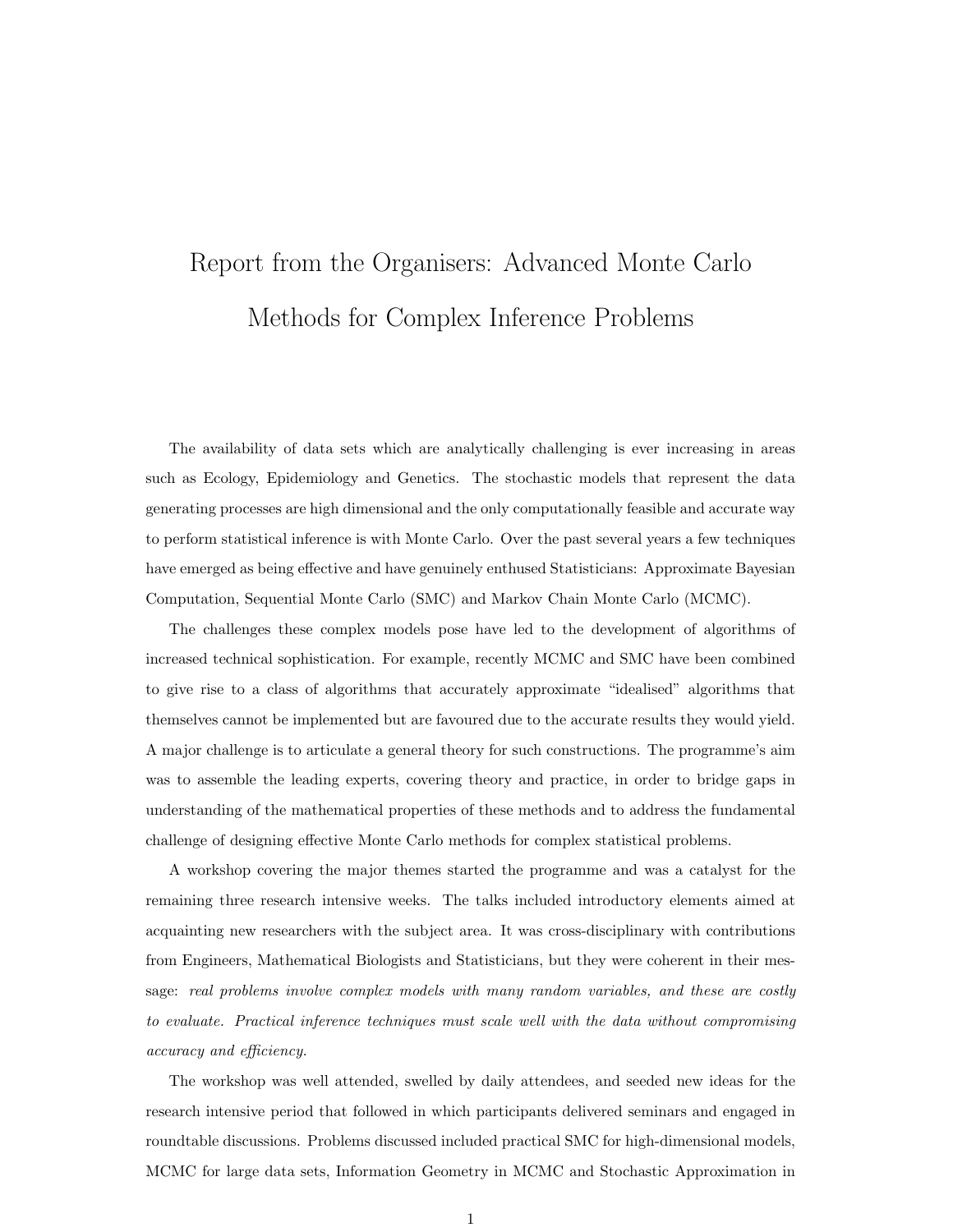# Report from the Organisers: Advanced Monte Carlo Methods for Complex Inference Problems

The availability of data sets which are analytically challenging is ever increasing in areas such as Ecology, Epidemiology and Genetics. The stochastic models that represent the data generating processes are high dimensional and the only computationally feasible and accurate way to perform statistical inference is with Monte Carlo. Over the past several years a few techniques have emerged as being effective and have genuinely enthused Statisticians: Approximate Bayesian Computation, Sequential Monte Carlo (SMC) and Markov Chain Monte Carlo (MCMC).

The challenges these complex models pose have led to the development of algorithms of increased technical sophistication. For example, recently MCMC and SMC have been combined to give rise to a class of algorithms that accurately approximate "idealised" algorithms that themselves cannot be implemented but are favoured due to the accurate results they would yield. A major challenge is to articulate a general theory for such constructions. The programme's aim was to assemble the leading experts, covering theory and practice, in order to bridge gaps in understanding of the mathematical properties of these methods and to address the fundamental challenge of designing effective Monte Carlo methods for complex statistical problems.

A workshop covering the major themes started the programme and was a catalyst for the remaining three research intensive weeks. The talks included introductory elements aimed at acquainting new researchers with the subject area. It was cross-disciplinary with contributions from Engineers, Mathematical Biologists and Statisticians, but they were coherent in their message: *real problems involve complex models with many random variables, and these are costly to evaluate. Practical inference techniques must scale well with the data without compromising accuracy and efficiency.*

The workshop was well attended, swelled by daily attendees, and seeded new ideas for the research intensive period that followed in which participants delivered seminars and engaged in roundtable discussions. Problems discussed included practical SMC for high-dimensional models, MCMC for large data sets, Information Geometry in MCMC and Stochastic Approximation in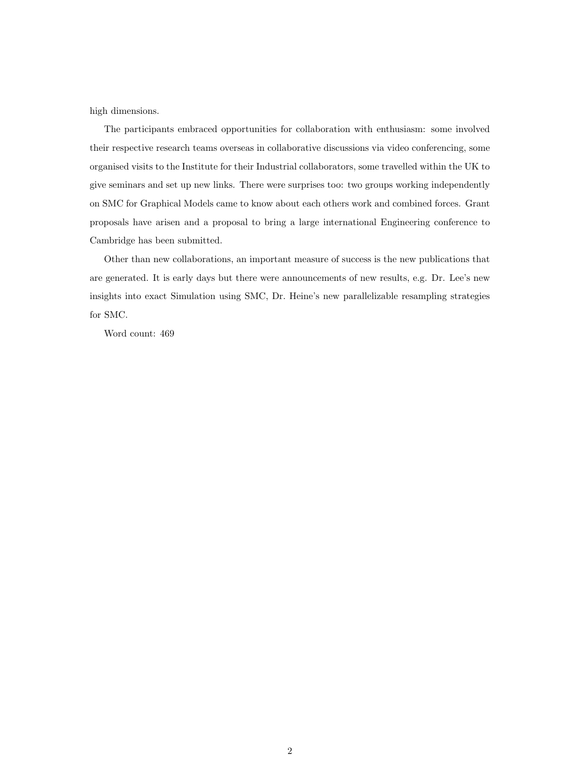high dimensions.

The participants embraced opportunities for collaboration with enthusiasm: some involved their respective research teams overseas in collaborative discussions via video conferencing, some organised visits to the Institute for their Industrial collaborators, some travelled within the UK to give seminars and set up new links. There were surprises too: two groups working independently on SMC for Graphical Models came to know about each others work and combined forces. Grant proposals have arisen and a proposal to bring a large international Engineering conference to Cambridge has been submitted.

Other than new collaborations, an important measure of success is the new publications that are generated. It is early days but there were announcements of new results, e.g. Dr. Lee's new insights into exact Simulation using SMC, Dr. Heine's new parallelizable resampling strategies for SMC.

Word count: 469